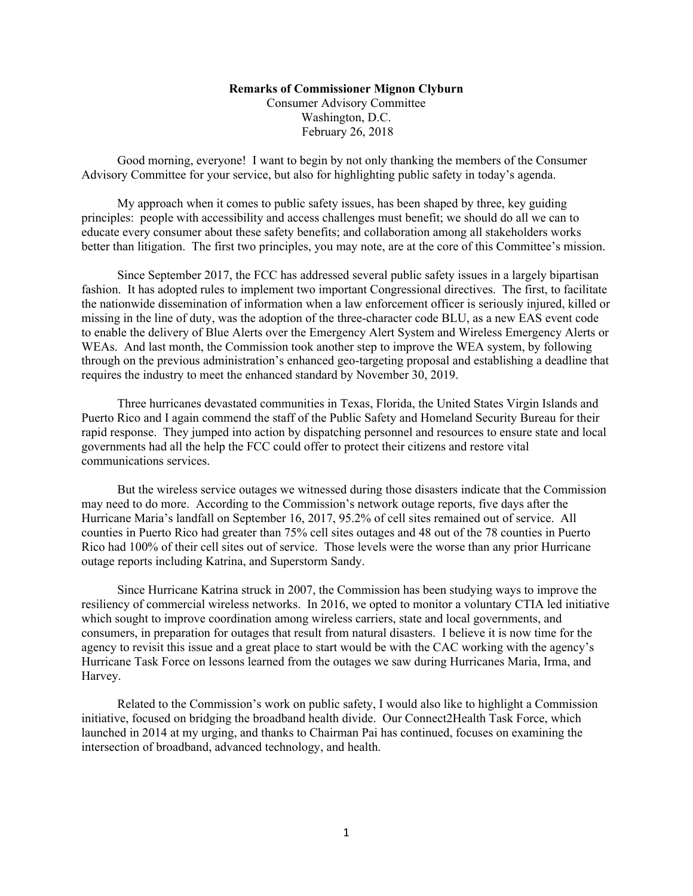**Remarks of Commissioner Mignon Clyburn**

Consumer Advisory Committee
Washington, D.C.
February 26, 2018

Good morning, everyone! I want to begin by not only thanking the members of the Consumer Advisory Committee for your service, but also for highlighting public safety in today's agenda.

My approach when it comes to public safety issues, has been shaped by three, key guiding principles: people with accessibility and access challenges must benefit; we should do all we can to educate every consumer about these safety benefits; and collaboration among all stakeholders works better than litigation. The first two principles, you may note, are at the core of this Committee's mission.

Since September 2017, the FCC has addressed several public safety issues in a largely bipartisan fashion. It has adopted rules to implement two important Congressional directives. The first, to facilitate the nationwide dissemination of information when a law enforcement officer is seriously injured, killed or missing in the line of duty, was the adoption of the three-character code BLU, as a new EAS event code to enable the delivery of Blue Alerts over the Emergency Alert System and Wireless Emergency Alerts or WEAs. And last month, the Commission took another step to improve the WEA system, by following through on the previous administration's enhanced geo-targeting proposal and establishing a deadline that requires the industry to meet the enhanced standard by November 30, 2019.

Three hurricanes devastated communities in Texas, Florida, the United States Virgin Islands and Puerto Rico and I again commend the staff of the Public Safety and Homeland Security Bureau for their rapid response. They jumped into action by dispatching personnel and resources to ensure state and local governments had all the help the FCC could offer to protect their citizens and restore vital communications services.

But the wireless service outages we witnessed during those disasters indicate that the Commission may need to do more. According to the Commission's network outage reports, five days after the Hurricane Maria's landfall on September 16, 2017, 95.2% of cell sites remained out of service. All counties in Puerto Rico had greater than 75% cell sites outages and 48 out of the 78 counties in Puerto Rico had 100% of their cell sites out of service. Those levels were the worse than any prior Hurricane outage reports including Katrina, and Superstorm Sandy.

Since Hurricane Katrina struck in 2007, the Commission has been studying ways to improve the resiliency of commercial wireless networks. In 2016, we opted to monitor a voluntary CTIA led initiative which sought to improve coordination among wireless carriers, state and local governments, and consumers, in preparation for outages that result from natural disasters. I believe it is now time for the agency to revisit this issue and a great place to start would be with the CAC working with the agency's Hurricane Task Force on lessons learned from the outages we saw during Hurricanes Maria, Irma, and Harvey.

Related to the Commission's work on public safety, I would also like to highlight a Commission initiative, focused on bridging the broadband health divide. Our Connect2Health Task Force, which launched in 2014 at my urging, and thanks to Chairman Pai has continued, focuses on examining the intersection of broadband, advanced technology, and health.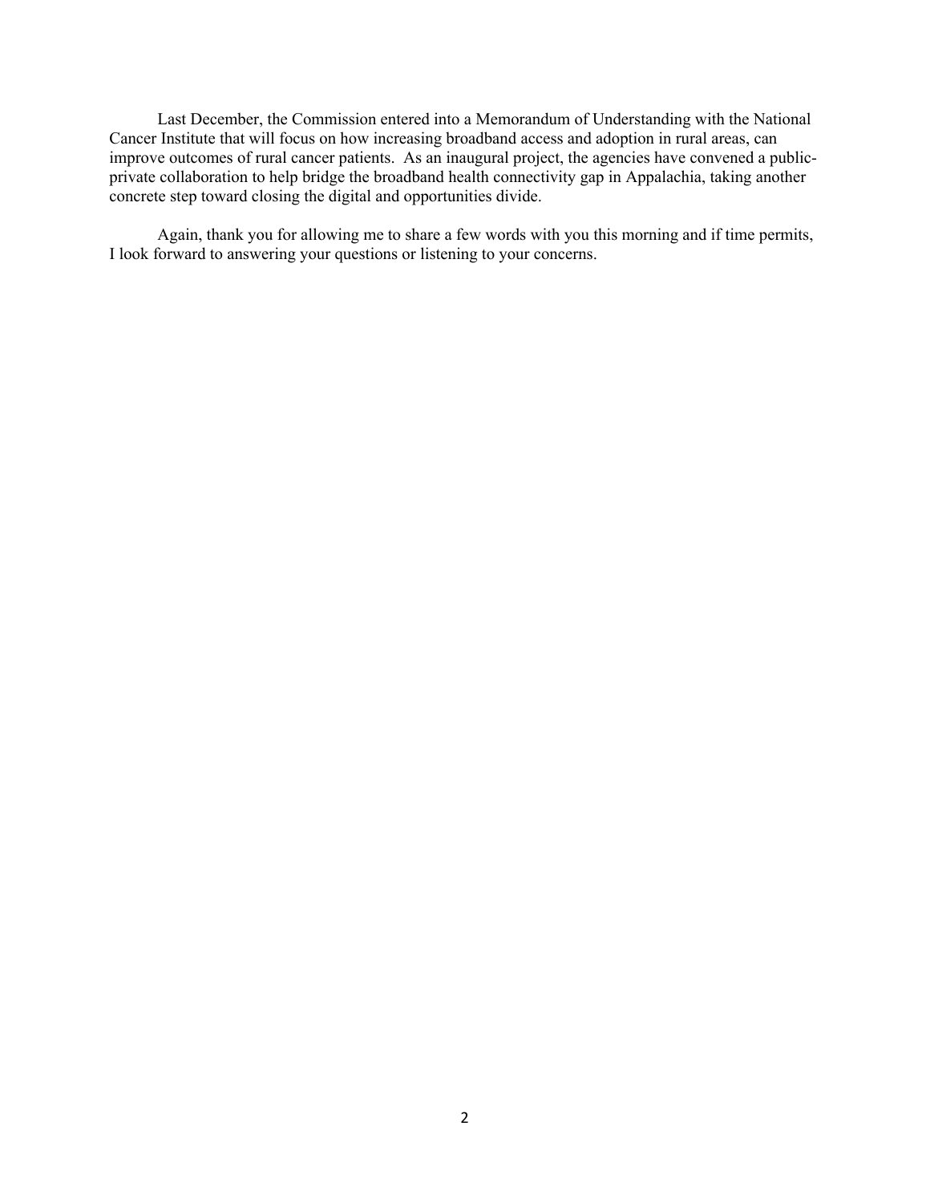Last December, the Commission entered into a Memorandum of Understanding with the National Cancer Institute that will focus on how increasing broadband access and adoption in rural areas, can improve outcomes of rural cancer patients. As an inaugural project, the agencies have convened a public-private collaboration to help bridge the broadband health connectivity gap in Appalachia, taking another concrete step toward closing the digital and opportunities divide.

Again, thank you for allowing me to share a few words with you this morning and if time permits, I look forward to answering your questions or listening to your concerns.